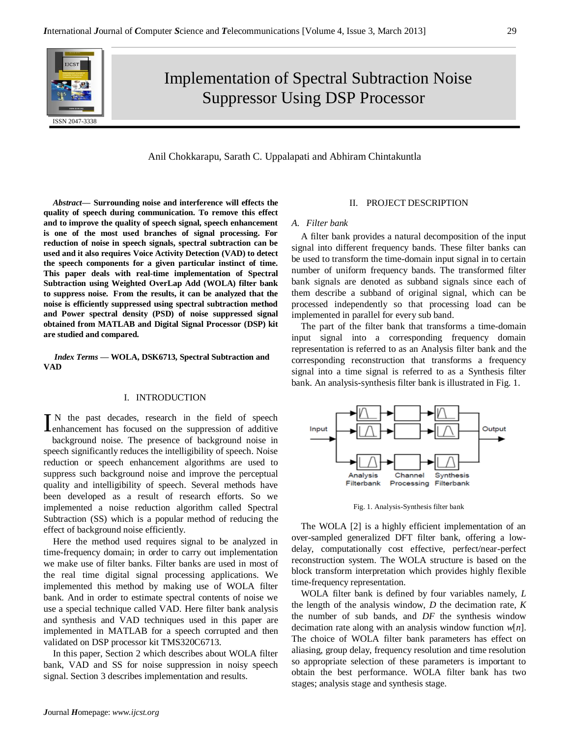# Implementation of Spectral Subtraction Noise Suppressor Using DSP Processor

ISSN 2047-3338

Anil Chokkarapu, Sarath C. Uppalapati and Abhiram Chintakuntla

***Abstract*— Surrounding noise and interference will effects the quality of speech during communication. To remove this effect and to improve the quality of speech signal, speech enhancement is one of the most used branches of signal processing. For reduction of noise in speech signals, spectral subtraction can be used and it also requires Voice Activity Detection (VAD) to detect the speech components for a given particular instinct of time. This paper deals with real-time implementation of Spectral Subtraction using Weighted OverLap Add (WOLA) filter bank to suppress noise. From the results, it can be analyzed that the noise is efficiently suppressed using spectral subtraction method and Power spectral density (PSD) of noise suppressed signal obtained from MATLAB and Digital Signal Processor (DSP) kit are studied and compared.**

***Index Terms* — WOLA, DSK6713, Spectral Subtraction and VAD**

## I. INTRODUCTION

IN the past decades, research in the field of speech enhancement has focused on the suppression of additive background noise. The presence of background noise in speech significantly reduces the intelligibility of speech. Noise reduction or speech enhancement algorithms are used to suppress such background noise and improve the perceptual quality and intelligibility of speech. Several methods have been developed as a result of research efforts. So we implemented a noise reduction algorithm called Spectral Subtraction (SS) which is a popular method of reducing the effect of background noise efficiently.

Here the method used requires signal to be analyzed in time-frequency domain; in order to carry out implementation we make use of filter banks. Filter banks are used in most of the real time digital signal processing applications. We implemented this method by making use of WOLA filter bank. And in order to estimate spectral contents of noise we use a special technique called VAD. Here filter bank analysis and synthesis and VAD techniques used in this paper are implemented in MATLAB for a speech corrupted and then validated on DSP processor kit TMS320C6713.

In this paper, Section 2 which describes about WOLA filter bank, VAD and SS for noise suppression in noisy speech signal. Section 3 describes implementation and results.

## II. PROJECT DESCRIPTION

### *A. Filter bank*

A filter bank provides a natural decomposition of the input signal into different frequency bands. These filter banks can be used to transform the time-domain input signal in to certain number of uniform frequency bands. The transformed filter bank signals are denoted as subband signals since each of them describe a subband of original signal, which can be processed independently so that processing load can be implemented in parallel for every sub band.

The part of the filter bank that transforms a time-domain input signal into a corresponding frequency domain representation is referred to as an Analysis filter bank and the corresponding reconstruction that transforms a frequency signal into a time signal is referred to as a Synthesis filter bank. An analysis-synthesis filter bank is illustrated in Fig. 1.

Fig. 1. Analysis-Synthesis filter bank

The WOLA [2] is a highly efficient implementation of an over-sampled generalized DFT filter bank, offering a low-delay, computationally cost effective, perfect/near-perfect reconstruction system. The WOLA structure is based on the block transform interpretation which provides highly flexible time-frequency representation.

WOLA filter bank is defined by four variables namely, $L$ the length of the analysis window, $D$ the decimation rate, $K$ the number of sub bands, and $DF$ the synthesis window decimation rate along with an analysis window function $w[n]$. The choice of WOLA filter bank parameters has effect on aliasing, group delay, frequency resolution and time resolution so appropriate selection of these parameters is important to obtain the best performance. WOLA filter bank has two stages; analysis stage and synthesis stage.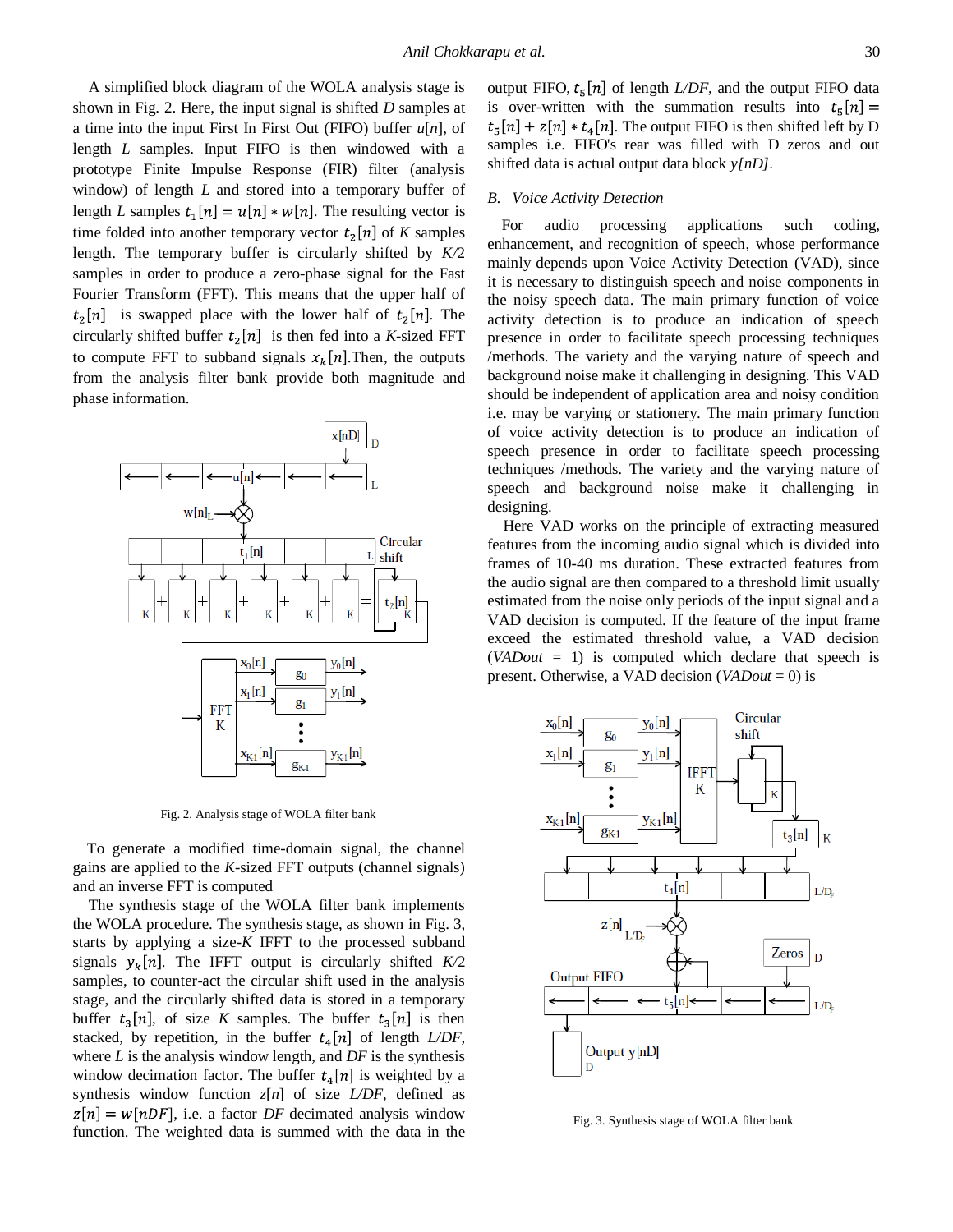A simplified block diagram of the WOLA analysis stage is shown in Fig. 2. Here, the input signal is shifted *D* samples at a time into the input First In First Out (FIFO) buffer $u[n]$, of length *L* samples. Input FIFO is then windowed with a prototype Finite Impulse Response (FIR) filter (analysis window) of length *L* and stored into a temporary buffer of length *L* samples $t_1[n] = u[n] * w[n]$. The resulting vector is time folded into another temporary vector $t_2[n]$ of *K* samples length. The temporary buffer is circularly shifted by *K/2* samples in order to produce a zero-phase signal for the Fast Fourier Transform (FFT). This means that the upper half of $t_2[n]$ is swapped place with the lower half of $t_2[n]$. The circularly shifted buffer $t_2[n]$ is then fed into a *K*-sized FFT to compute FFT to subband signals $x_k[n]$.Then, the outputs from the analysis filter bank provide both magnitude and phase information.

Fig. 2. Analysis stage of WOLA filter bank

To generate a modified time-domain signal, the channel gains are applied to the *K*-sized FFT outputs (channel signals) and an inverse FFT is computed

The synthesis stage of the WOLA filter bank implements the WOLA procedure. The synthesis stage, as shown in Fig. 3, starts by applying a size-*K* IFFT to the processed subband signals $y_k[n]$. The IFFT output is circularly shifted *K/2* samples, to counter-act the circular shift used in the analysis stage, and the circularly shifted data is stored in a temporary buffer $t_3[n]$, of size *K* samples. The buffer $t_3[n]$ is then stacked, by repetition, in the buffer $t_4[n]$ of length *L/DF*, where *L* is the analysis window length, and *DF* is the synthesis window decimation factor. The buffer $t_4[n]$ is weighted by a synthesis window function $z[n]$ of size *L/DF*, defined as $z[n] = w[nDF]$, i.e. a factor *DF* decimated analysis window function. The weighted data is summed with the data in the output FIFO, $t_5[n]$ of length *L/DF*, and the output FIFO data is over-written with the summation results into $t_5[n] = t_5[n] + z[n] * t_4[n]$. The output FIFO is then shifted left by D samples i.e. FIFO's rear was filled with D zeros and out shifted data is actual output data block *y[nD]*.

### B. Voice Activity Detection

For audio processing applications such coding, enhancement, and recognition of speech, whose performance mainly depends upon Voice Activity Detection (VAD), since it is necessary to distinguish speech and noise components in the noisy speech data. The main primary function of voice activity detection is to produce an indication of speech presence in order to facilitate speech processing techniques /methods. The variety and the varying nature of speech and background noise make it challenging in designing. This VAD should be independent of application area and noisy condition i.e. may be varying or stationery. The main primary function of voice activity detection is to produce an indication of speech presence in order to facilitate speech processing techniques /methods. The variety and the varying nature of speech and background noise make it challenging in designing.

Here VAD works on the principle of extracting measured features from the incoming audio signal which is divided into frames of 10-40 ms duration. These extracted features from the audio signal are then compared to a threshold limit usually estimated from the noise only periods of the input signal and a VAD decision is computed. If the feature of the input frame exceed the estimated threshold value, a VAD decision (*VADout* = 1) is computed which declare that speech is present. Otherwise, a VAD decision (*VADout* = 0) is

Fig. 3. Synthesis stage of WOLA filter bank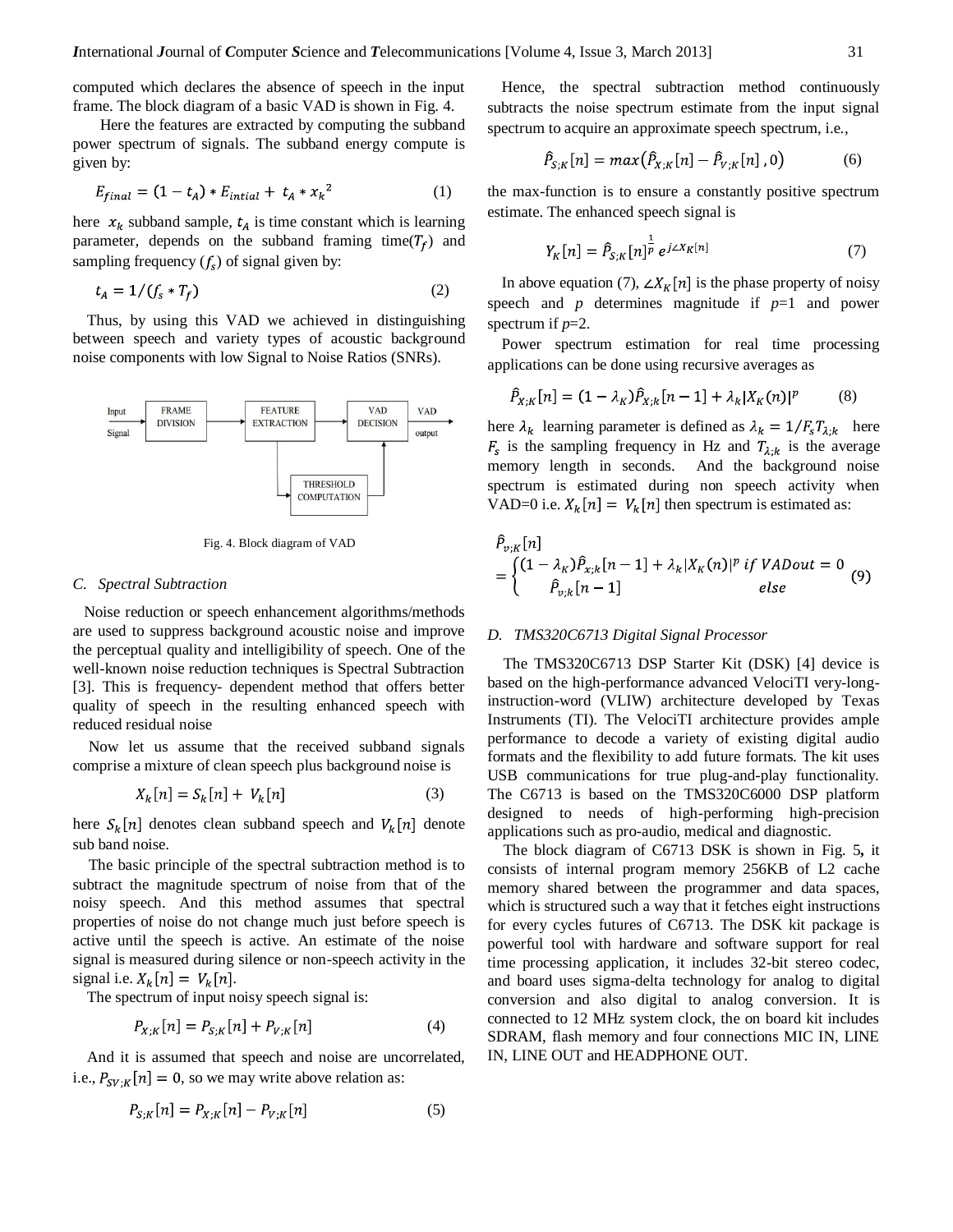computed which declares the absence of speech in the input frame. The block diagram of a basic VAD is shown in Fig. 4.

Here the features are extracted by computing the subband power spectrum of signals. The subband energy compute is given by:

$$E_{final} = (1 - t_A) * E_{intial} + t_A * x_k{}^2 \tag{1}$$

here $x_k$ subband sample, $t_A$ is time constant which is learning parameter, depends on the subband framing time($T_f$) and sampling frequency ($f_s$) of signal given by:

$$t_A = 1/(f_s * T_f) \tag{2}$$

Thus, by using this VAD we achieved in distinguishing between speech and variety types of acoustic background noise components with low Signal to Noise Ratios (SNRs).

Input Signal → FRAME DIVISION → FEATURE EXTRACTION → VAD DECISION → VAD output; FEATURE EXTRACTION → THRESHOLD COMPUTATION → VAD DECISION

Fig. 4. Block diagram of VAD

### C. Spectral Subtraction

Noise reduction or speech enhancement algorithms/methods are used to suppress background acoustic noise and improve the perceptual quality and intelligibility of speech. One of the well-known noise reduction techniques is Spectral Subtraction [3]. This is frequency- dependent method that offers better quality of speech in the resulting enhanced speech with reduced residual noise

Now let us assume that the received subband signals comprise a mixture of clean speech plus background noise is

$$X_k[n] = S_k[n] + V_k[n] \tag{3}$$

here $S_k[n]$ denotes clean subband speech and $V_k[n]$ denote sub band noise.

The basic principle of the spectral subtraction method is to subtract the magnitude spectrum of noise from that of the noisy speech. And this method assumes that spectral properties of noise do not change much just before speech is active until the speech is active. An estimate of the noise signal is measured during silence or non-speech activity in the signal i.e. $X_k[n] = V_k[n]$.

The spectrum of input noisy speech signal is:

$$P_{X;K}[n] = P_{S;K}[n] + P_{V;K}[n] \tag{4}$$

And it is assumed that speech and noise are uncorrelated, i.e., $P_{SV;K}[n] = 0$, so we may write above relation as:

$$P_{S;K}[n] = P_{X;K}[n] - P_{V;K}[n] \tag{5}$$

Hence, the spectral subtraction method continuously subtracts the noise spectrum estimate from the input signal spectrum to acquire an approximate speech spectrum, i.e.,

$$\hat{P}_{S;K}[n] = max(\hat{P}_{X;K}[n] - \hat{P}_{V;K}[n]\,, 0) \tag{6}$$

the max-function is to ensure a constantly positive spectrum estimate. The enhanced speech signal is

$$Y_K[n] = \hat{P}_{S;K}[n]^{\frac{1}{p}}\, e^{j\angle X_K[n]} \tag{7}$$

In above equation (7), $\angle X_K[n]$ is the phase property of noisy speech and $p$ determines magnitude if $p$=1 and power spectrum if $p$=2.

Power spectrum estimation for real time processing applications can be done using recursive averages as

$$\hat{P}_{X;K}[n] = (1 - \lambda_K)\hat{P}_{X;k}[n-1] + \lambda_k |X_K(n)|^p \tag{8}$$

here $\lambda_k$ learning parameter is defined as $\lambda_k = 1/F_s T_{\lambda;k}$ here $F_s$ is the sampling frequency in Hz and $T_{\lambda;k}$ is the average memory length in seconds. And the background noise spectrum is estimated during non speech activity when VAD=0 i.e. $X_k[n] = V_k[n]$ then spectrum is estimated as:

$$\hat{P}_{v;K}[n] = \begin{cases} (1 - \lambda_K)\hat{P}_{x;k}[n-1] + \lambda_k |X_K(n)|^p & if\ VADout = 0 \\ \hat{P}_{v;k}[n-1] & else \end{cases} \tag{9}$$

### D. TMS320C6713 Digital Signal Processor

The TMS320C6713 DSP Starter Kit (DSK) [4] device is based on the high-performance advanced VelociTI very-long-instruction-word (VLIW) architecture developed by Texas Instruments (TI). The VelociTI architecture provides ample performance to decode a variety of existing digital audio formats and the flexibility to add future formats. The kit uses USB communications for true plug-and-play functionality. The C6713 is based on the TMS320C6000 DSP platform designed to needs of high-performing high-precision applications such as pro-audio, medical and diagnostic.

The block diagram of C6713 DSK is shown in Fig. 5**,** it consists of internal program memory 256KB of L2 cache memory shared between the programmer and data spaces, which is structured such a way that it fetches eight instructions for every cycles futures of C6713. The DSK kit package is powerful tool with hardware and software support for real time processing application, it includes 32-bit stereo codec, and board uses sigma-delta technology for analog to digital conversion and also digital to analog conversion. It is connected to 12 MHz system clock, the on board kit includes SDRAM, flash memory and four connections MIC IN, LINE IN, LINE OUT and HEADPHONE OUT.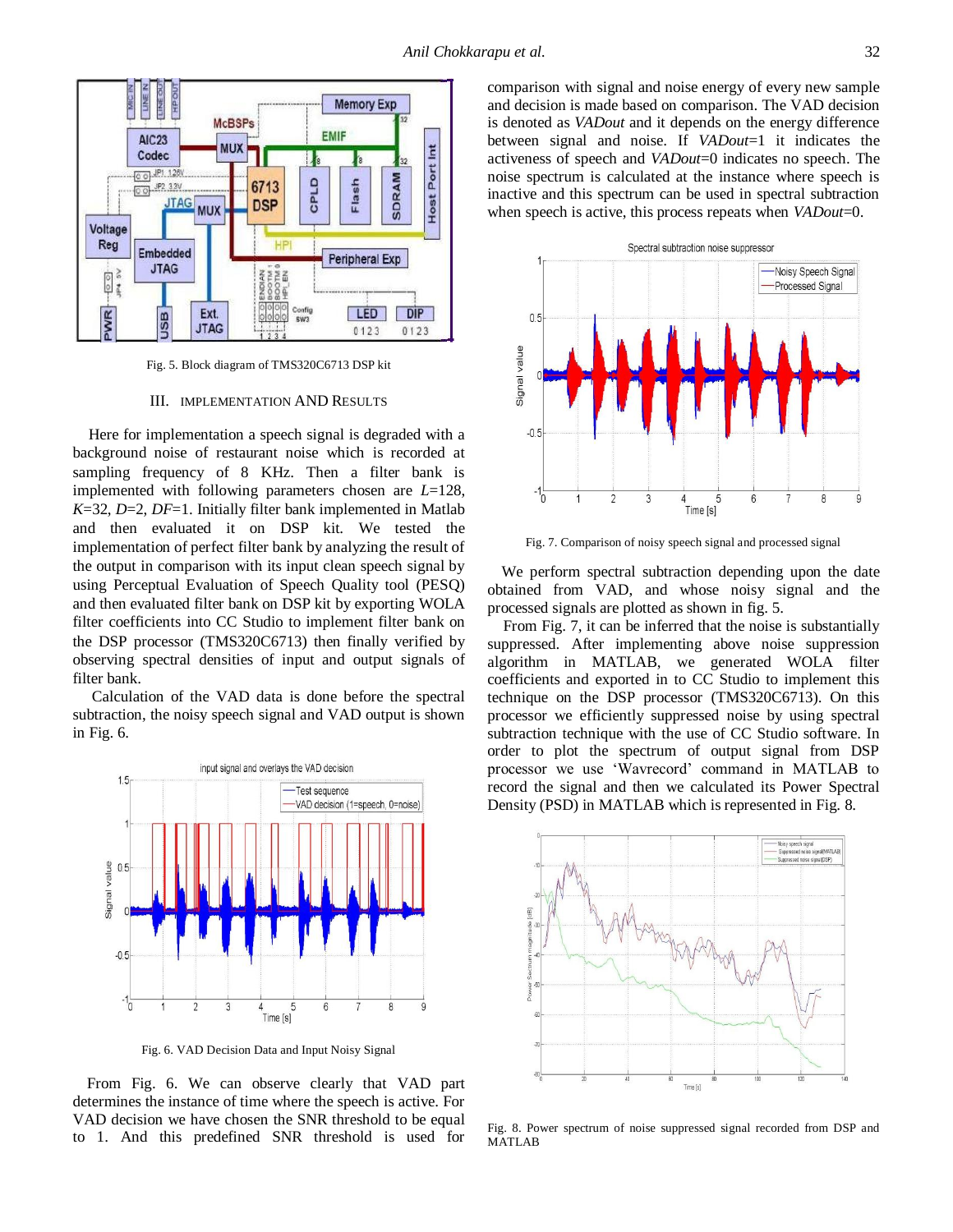Fig. 5. Block diagram of TMS320C6713 DSP kit

## III. IMPLEMENTATION AND RESULTS

Here for implementation a speech signal is degraded with a background noise of restaurant noise which is recorded at sampling frequency of 8 KHz. Then a filter bank is implemented with following parameters chosen are $L$=128, $K$=32, $D$=2, $DF$=1. Initially filter bank implemented in Matlab and then evaluated it on DSP kit. We tested the implementation of perfect filter bank by analyzing the result of the output in comparison with its input clean speech signal by using Perceptual Evaluation of Speech Quality tool (PESQ) and then evaluated filter bank on DSP kit by exporting WOLA filter coefficients into CC Studio to implement filter bank on the DSP processor (TMS320C6713) then finally verified by observing spectral densities of input and output signals of filter bank.

Calculation of the VAD data is done before the spectral subtraction, the noisy speech signal and VAD output is shown in Fig. 6.

Fig. 6. VAD Decision Data and Input Noisy Signal

From Fig. 6. We can observe clearly that VAD part determines the instance of time where the speech is active. For VAD decision we have chosen the SNR threshold to be equal to 1. And this predefined SNR threshold is used for comparison with signal and noise energy of every new sample and decision is made based on comparison. The VAD decision is denoted as *VADout* and it depends on the energy difference between signal and noise. If *VADout*=1 it indicates the activeness of speech and *VADout*=0 indicates no speech. The noise spectrum is calculated at the instance where speech is inactive and this spectrum can be used in spectral subtraction when speech is active, this process repeats when *VADout*=0.

Fig. 7. Comparison of noisy speech signal and processed signal

We perform spectral subtraction depending upon the date obtained from VAD, and whose noisy signal and the processed signals are plotted as shown in fig. 5.

From Fig. 7, it can be inferred that the noise is substantially suppressed. After implementing above noise suppression algorithm in MATLAB, we generated WOLA filter coefficients and exported in to CC Studio to implement this technique on the DSP processor (TMS320C6713). On this processor we efficiently suppressed noise by using spectral subtraction technique with the use of CC Studio software. In order to plot the spectrum of output signal from DSP processor we use 'Wavrecord' command in MATLAB to record the signal and then we calculated its Power Spectral Density (PSD) in MATLAB which is represented in Fig. 8.

Fig. 8. Power spectrum of noise suppressed signal recorded from DSP and MATLAB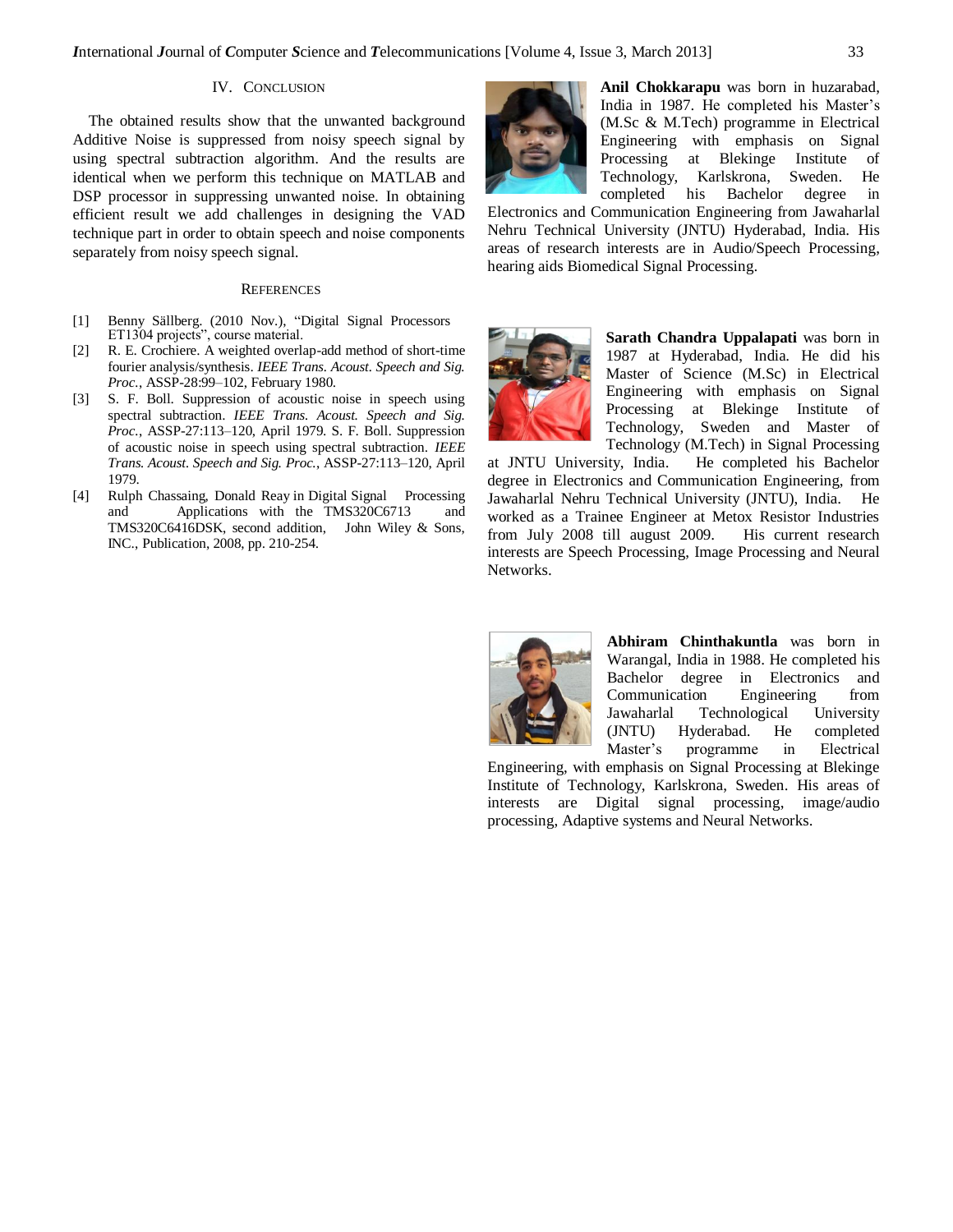## IV. Conclusion

The obtained results show that the unwanted background Additive Noise is suppressed from noisy speech signal by using spectral subtraction algorithm. And the results are identical when we perform this technique on MATLAB and DSP processor in suppressing unwanted noise. In obtaining efficient result we add challenges in designing the VAD technique part in order to obtain speech and noise components separately from noisy speech signal.

## References

[1] Benny Sällberg. (2010 Nov.), "Digital Signal Processors ET1304 projects", course material.

[2] R. E. Crochiere. A weighted overlap-add method of short-time fourier analysis/synthesis. *IEEE Trans. Acoust. Speech and Sig. Proc.*, ASSP-28:99–102, February 1980.

[3] S. F. Boll. Suppression of acoustic noise in speech using spectral subtraction. *IEEE Trans. Acoust. Speech and Sig. Proc.*, ASSP-27:113–120, April 1979. S. F. Boll. Suppression of acoustic noise in speech using spectral subtraction. *IEEE Trans. Acoust. Speech and Sig. Proc.*, ASSP-27:113–120, April 1979.

[4] Rulph Chassaing, Donald Reay in Digital Signal Processing and Applications with the TMS320C6713 and TMS320C6416DSK, second addition, John Wiley & Sons, INC., Publication, 2008, pp. 210-254.

**Anil Chokkarapu** was born in huzarabad, India in 1987. He completed his Master's (M.Sc & M.Tech) programme in Electrical Engineering with emphasis on Signal Processing at Blekinge Institute of Technology, Karlskrona, Sweden. He completed his Bachelor degree in Electronics and Communication Engineering from Jawaharlal Nehru Technical University (JNTU) Hyderabad, India. His areas of research interests are in Audio/Speech Processing, hearing aids Biomedical Signal Processing.

**Sarath Chandra Uppalapati** was born in 1987 at Hyderabad, India. He did his Master of Science (M.Sc) in Electrical Engineering with emphasis on Signal Processing at Blekinge Institute of Technology, Sweden and Master of Technology (M.Tech) in Signal Processing at JNTU University, India. He completed his Bachelor degree in Electronics and Communication Engineering, from Jawaharlal Nehru Technical University (JNTU), India. He worked as a Trainee Engineer at Metox Resistor Industries from July 2008 till august 2009. His current research interests are Speech Processing, Image Processing and Neural Networks.

**Abhiram Chinthakuntla** was born in Warangal, India in 1988. He completed his Bachelor degree in Electronics and Communication Engineering from Jawaharlal Technological University (JNTU) Hyderabad. He completed Master's programme in Electrical Engineering, with emphasis on Signal Processing at Blekinge Institute of Technology, Karlskrona, Sweden. His areas of interests are Digital signal processing, image/audio processing, Adaptive systems and Neural Networks.